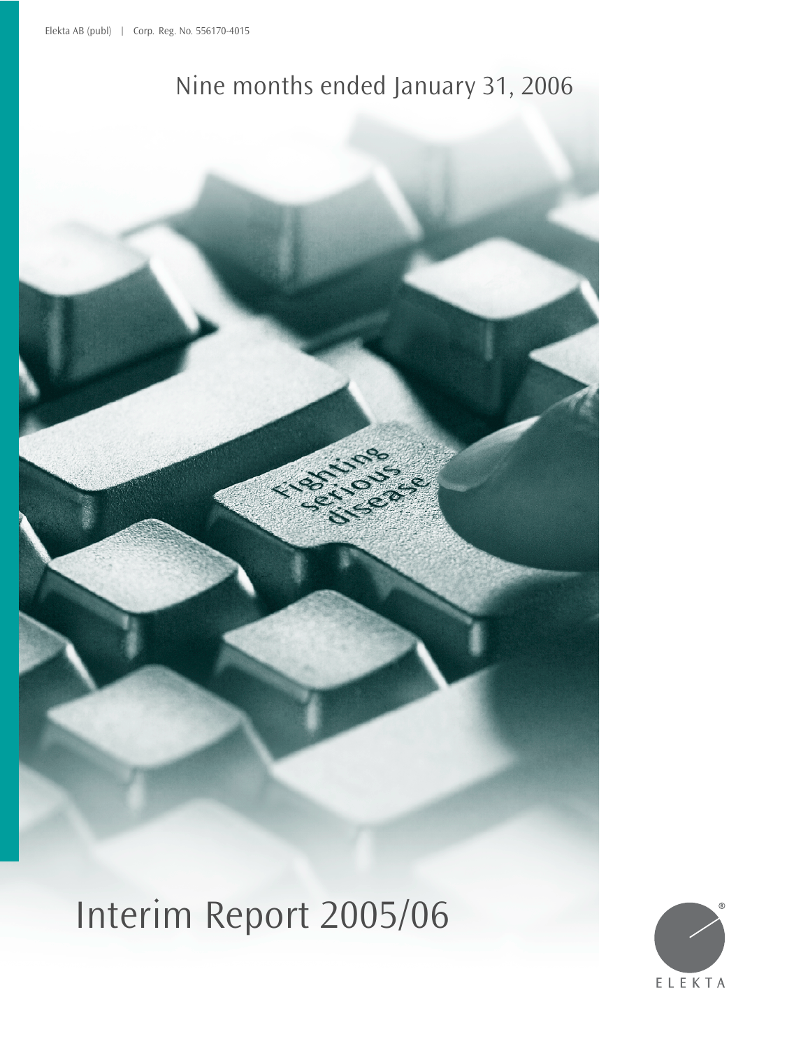Elekta AB (publ) | Corp. Reg. No. 556170-4015

## Nine months ended January 31, 2006

# Interim Report 2005/06

ELEKTA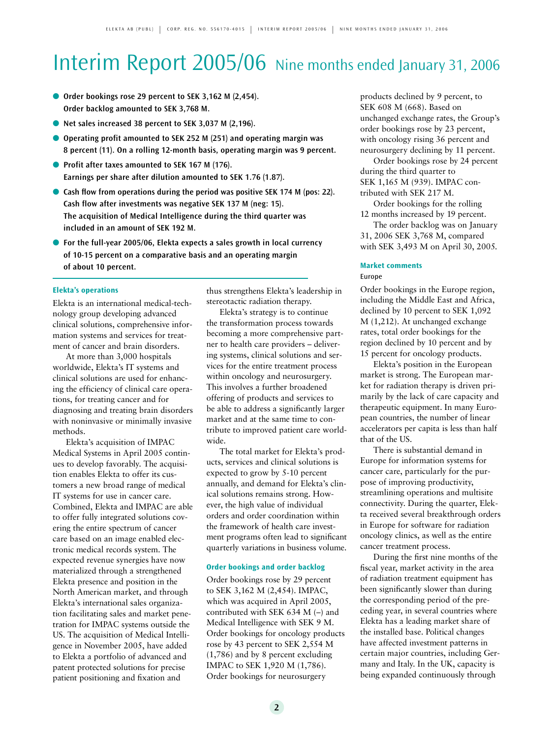# Interim Report 2005/06 Nine months ended January 31, 2006

- **Order bookings rose 29 percent to SEK 3,162 M (2,454). Order backlog amounted to SEK 3,768 M.**
- **Net sales increased 38 percent to SEK 3,037 M (2,196).**
- **Operating profit amounted to SEK 252 M (251) and operating margin was 8 percent (11). On a rolling 12-month basis, operating margin was 9 percent.**
- **Profit after taxes amounted to SEK 167 M (176). Earnings per share after dilution amounted to SEK 1.76 (1.87).**
- **Cash flow from operations during the period was positive SEK 174 M (pos: 22). Cash flow after investments was negative SEK 137 M (neg: 15). The acquisition of Medical Intelligence during the third quarter was included in an amount of SEK 192 M.**
- **For the full-year 2005/06, Elekta expects a sales growth in local currency of 10-15 percent on a comparative basis and an operating margin of about 10 percent.**

### Elekta's operations

Elekta is an international medical-technology group developing advanced clinical solutions, comprehensive information systems and services for treatment of cancer and brain disorders.

At more than 3,000 hospitals worldwide, Elekta's IT systems and clinical solutions are used for enhancing the efficiency of clinical care operations, for treating cancer and for diagnosing and treating brain disorders with noninvasive or minimally invasive methods.

Elekta's acquisition of IMPAC Medical Systems in April 2005 continues to develop favorably. The acquisition enables Elekta to offer its customers a new broad range of medical IT systems for use in cancer care. Combined, Elekta and IMPAC are able to offer fully integrated solutions covering the entire spectrum of cancer care based on an image enabled electronic medical records system. The expected revenue synergies have now materialized through a strengthened Elekta presence and position in the North American market, and through Elekta's international sales organization facilitating sales and market penetration for IMPAC systems outside the US. The acquisition of Medical Intelligence in November 2005, have added to Elekta a portfolio of advanced and patent protected solutions for precise patient positioning and fixation and thus strengthens Elekta's leadership in stereotactic radiation therapy.

Elekta's strategy is to continue the transformation process towards becoming a more comprehensive partner to health care providers – delivering systems, clinical solutions and services for the entire treatment process within oncology and neurosurgery. This involves a further broadened offering of products and services to be able to address a significantly larger market and at the same time to contribute to improved patient care worldwide.

The total market for Elekta's products, services and clinical solutions is expected to grow by 5-10 percent annually, and demand for Elekta's clinical solutions remains strong. However, the high value of individual orders and order coordination within the framework of health care investment programs often lead to significant quarterly variations in business volume.

### Order bookings and order backlog

Order bookings rose by 29 percent to SEK 3,162 M (2,454). IMPAC, which was acquired in April 2005, contributed with SEK 634 M (–) and Medical Intelligence with SEK 9 M. Order bookings for oncology products rose by 43 percent to SEK 2,554 M (1,786) and by 8 percent excluding IMPAC to SEK 1,920 M (1,786). Order bookings for neurosurgery products declined by 9 percent, to SEK 608 M (668). Based on unchanged exchange rates, the Group's order bookings rose by 23 percent, with oncology rising 36 percent and neurosurgery declining by 11 percent.

Order bookings rose by 24 percent during the third quarter to SEK 1,165 M (939). IMPAC contributed with SEK 217 M.

Order bookings for the rolling 12 months increased by 19 percent.

The order backlog was on January 31, 2006 SEK 3,768 M, compared with SEK 3,493 M on April 30, 2005.

### Market comments

#### Europe

Order bookings in the Europe region, including the Middle East and Africa, declined by 10 percent to SEK 1,092 M (1,212). At unchanged exchange rates, total order bookings for the region declined by 10 percent and by 15 percent for oncology products.

Elekta's position in the European market is strong. The European market for radiation therapy is driven primarily by the lack of care capacity and therapeutic equipment. In many European countries, the number of linear accelerators per capita is less than half that of the US.

There is substantial demand in Europe for information systems for cancer care, particularly for the purpose of improving productivity, streamlining operations and multisite connectivity. During the quarter, Elekta received several breakthrough orders in Europe for software for radiation oncology clinics, as well as the entire cancer treatment process.

During the first nine months of the fiscal year, market activity in the area of radiation treatment equipment has been significantly slower than during the corresponding period of the preceding year, in several countries where Elekta has a leading market share of the installed base. Political changes have affected investment patterns in certain major countries, including Germany and Italy. In the UK, capacity is being expanded continuously through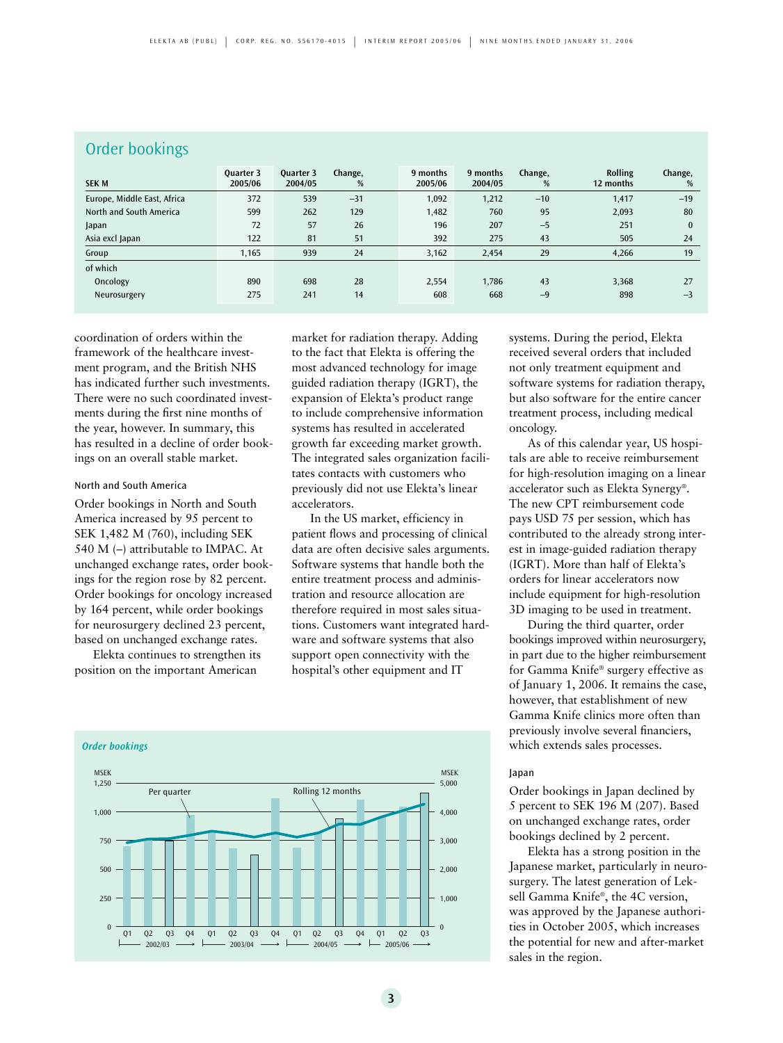## Order bookings

| SEK M | Quarter 3 2005/06 | Quarter 3 2004/05 | Change, % | 9 months 2005/06 | 9 months 2004/05 | Change, % | Rolling 12 months | Change, % |
|---|---|---|---|---|---|---|---|---|
| Europe, Middle East, Africa | 372 | 539 | –31 | 1,092 | 1,212 | –10 | 1,417 | –19 |
| North and South America | 599 | 262 | 129 | 1,482 | 760 | 95 | 2,093 | 80 |
| Japan | 72 | 57 | 26 | 196 | 207 | –5 | 251 | 0 |
| Asia excl Japan | 122 | 81 | 51 | 392 | 275 | 43 | 505 | 24 |
| Group | 1,165 | 939 | 24 | 3,162 | 2,454 | 29 | 4,266 | 19 |
| of which | | | | | | | | |
| Oncology | 890 | 698 | 28 | 2,554 | 1,786 | 43 | 3,368 | 27 |
| Neurosurgery | 275 | 241 | 14 | 608 | 668 | –9 | 898 | –3 |

coordination of orders within the framework of the healthcare investment program, and the British NHS has indicated further such investments. There were no such coordinated investments during the first nine months of the year, however. In summary, this has resulted in a decline of order bookings on an overall stable market.

#### North and South America

Order bookings in North and South America increased by 95 percent to SEK 1,482 M (760), including SEK 540 M (–) attributable to IMPAC. At unchanged exchange rates, order bookings for the region rose by 82 percent. Order bookings for oncology increased by 164 percent, while order bookings for neurosurgery declined 23 percent, based on unchanged exchange rates.

Elekta continues to strengthen its position on the important American market for radiation therapy. Adding to the fact that Elekta is offering the most advanced technology for image guided radiation therapy (IGRT), the expansion of Elekta's product range to include comprehensive information systems has resulted in accelerated growth far exceeding market growth. The integrated sales organization facilitates contacts with customers who previously did not use Elekta's linear accelerators.

In the US market, efficiency in patient flows and processing of clinical data are often decisive sales arguments. Software systems that handle both the entire treatment process and administration and resource allocation are therefore required in most sales situations. Customers want integrated hardware and software systems that also support open connectivity with the hospital's other equipment and IT systems. During the period, Elekta received several orders that included not only treatment equipment and software systems for radiation therapy, but also software for the entire cancer treatment process, including medical oncology.

As of this calendar year, US hospitals are able to receive reimbursement for high-resolution imaging on a linear accelerator such as Elekta Synergy®. The new CPT reimbursement code pays USD 75 per session, which has contributed to the already strong interest in image-guided radiation therapy (IGRT). More than half of Elekta's orders for linear accelerators now include equipment for high-resolution 3D imaging to be used in treatment.

During the third quarter, order bookings improved within neurosurgery, in part due to the higher reimbursement for Gamma Knife® surgery effective as of January 1, 2006. It remains the case, however, that establishment of new Gamma Knife clinics more often than previously involve several financiers, which extends sales processes.

*Order bookings*

MSEK — Per quarter (left axis, 0–1,250); Rolling 12 months (right axis, 0–5,000); Q1 2002/03 – Q3 2005/06

#### Japan

Order bookings in Japan declined by 5 percent to SEK 196 M (207). Based on unchanged exchange rates, order bookings declined by 2 percent.

Elekta has a strong position in the Japanese market, particularly in neurosurgery. The latest generation of Leksell Gamma Knife®, the 4C version, was approved by the Japanese authorities in October 2005, which increases the potential for new and after-market sales in the region.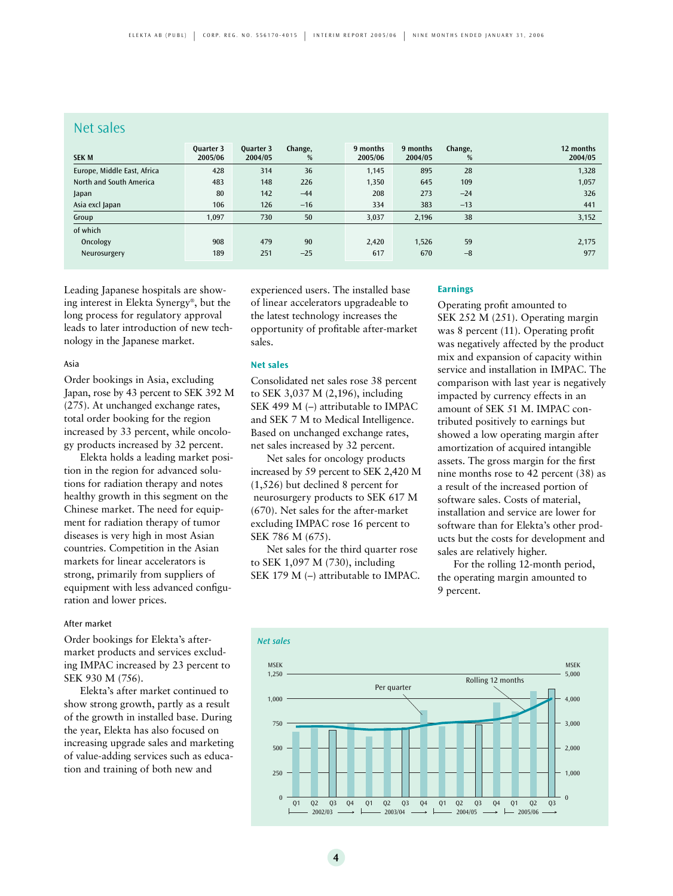## Net sales

| SEK M | Quarter 3 2005/06 | Quarter 3 2004/05 | Change, % | 9 months 2005/06 | 9 months 2004/05 | Change, % | 12 months 2004/05 |
|---|---|---|---|---|---|---|---|
| Europe, Middle East, Africa | 428 | 314 | 36 | 1,145 | 895 | 28 | 1,328 |
| North and South America | 483 | 148 | 226 | 1,350 | 645 | 109 | 1,057 |
| Japan | 80 | 142 | –44 | 208 | 273 | –24 | 326 |
| Asia excl Japan | 106 | 126 | –16 | 334 | 383 | –13 | 441 |
| Group | 1,097 | 730 | 50 | 3,037 | 2,196 | 38 | 3,152 |
| of which | | | | | | | |
| Oncology | 908 | 479 | 90 | 2,420 | 1,526 | 59 | 2,175 |
| Neurosurgery | 189 | 251 | –25 | 617 | 670 | –8 | 977 |

Leading Japanese hospitals are showing interest in Elekta Synergy®, but the long process for regulatory approval leads to later introduction of new technology in the Japanese market.

### Asia

Order bookings in Asia, excluding Japan, rose by 43 percent to SEK 392 M (275). At unchanged exchange rates, total order booking for the region increased by 33 percent, while oncology products increased by 32 percent.

Elekta holds a leading market position in the region for advanced solutions for radiation therapy and notes healthy growth in this segment on the Chinese market. The need for equipment for radiation therapy of tumor diseases is very high in most Asian countries. Competition in the Asian markets for linear accelerators is strong, primarily from suppliers of equipment with less advanced configuration and lower prices.

### After market

Order bookings for Elekta's after-market products and services excluding IMPAC increased by 23 percent to SEK 930 M (756).

Elekta's after market continued to show strong growth, partly as a result of the growth in installed base. During the year, Elekta has also focused on increasing upgrade sales and marketing of value-adding services such as education and training of both new and experienced users. The installed base of linear accelerators upgradeable to the latest technology increases the opportunity of profitable after-market sales.

### Net sales

Consolidated net sales rose 38 percent to SEK 3,037 M (2,196), including SEK 499 M (–) attributable to IMPAC and SEK 7 M to Medical Intelligence. Based on unchanged exchange rates, net sales increased by 32 percent.

Net sales for oncology products increased by 59 percent to SEK 2,420 M (1,526) but declined 8 percent for neurosurgery products to SEK 617 M (670). Net sales for the after-market excluding IMPAC rose 16 percent to SEK 786 M (675).

Net sales for the third quarter rose to SEK 1,097 M (730), including SEK 179 M (–) attributable to IMPAC.

### Earnings

Operating profit amounted to SEK 252 M (251). Operating margin was 8 percent (11). Operating profit was negatively affected by the product mix and expansion of capacity within service and installation in IMPAC. The comparison with last year is negatively impacted by currency effects in an amount of SEK 51 M. IMPAC contributed positively to earnings but showed a low operating margin after amortization of acquired intangible assets. The gross margin for the first nine months rose to 42 percent (38) as a result of the increased portion of software sales. Costs of material, installation and service are lower for software than for Elekta's other products but the costs for development and sales are relatively higher.

For the rolling 12-month period, the operating margin amounted to 9 percent.

*Net sales*

MSEK (Per quarter, left axis 0–1,250); MSEK (Rolling 12 months, right axis 0–5,000); Q1–Q4 2002/03, 2003/04, 2004/05, Q1–Q3 2005/06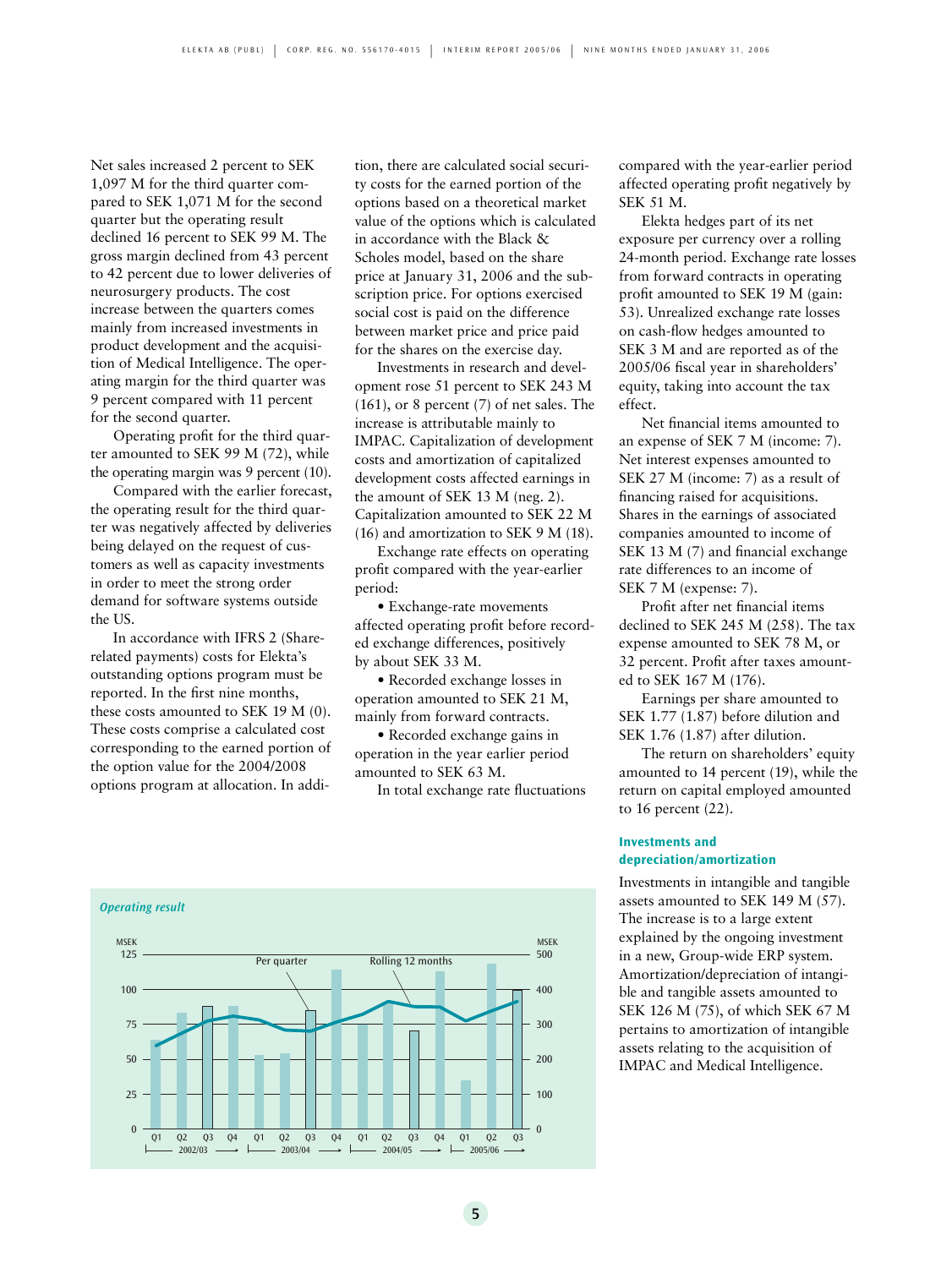Net sales increased 2 percent to SEK 1,097 M for the third quarter compared to SEK 1,071 M for the second quarter but the operating result declined 16 percent to SEK 99 M. The gross margin declined from 43 percent to 42 percent due to lower deliveries of neurosurgery products. The cost increase between the quarters comes mainly from increased investments in product development and the acquisition of Medical Intelligence. The operating margin for the third quarter was 9 percent compared with 11 percent for the second quarter.

Operating profit for the third quarter amounted to SEK 99 M (72), while the operating margin was 9 percent (10).

Compared with the earlier forecast, the operating result for the third quarter was negatively affected by deliveries being delayed on the request of customers as well as capacity investments in order to meet the strong order demand for software systems outside the US.

In accordance with IFRS 2 (Share-related payments) costs for Elekta's outstanding options program must be reported. In the first nine months, these costs amounted to SEK 19 M (0). These costs comprise a calculated cost corresponding to the earned portion of the option value for the 2004/2008 options program at allocation. In addition, there are calculated social security costs for the earned portion of the options based on a theoretical market value of the options which is calculated in accordance with the Black & Scholes model, based on the share price at January 31, 2006 and the subscription price. For options exercised social cost is paid on the difference between market price and price paid for the shares on the exercise day.

Investments in research and development rose 51 percent to SEK 243 M (161), or 8 percent (7) of net sales. The increase is attributable mainly to IMPAC. Capitalization of development costs and amortization of capitalized development costs affected earnings in the amount of SEK 13 M (neg. 2). Capitalization amounted to SEK 22 M (16) and amortization to SEK 9 M (18).

Exchange rate effects on operating profit compared with the year-earlier period:

- Exchange-rate movements affected operating profit before recorded exchange differences, positively by about SEK 33 M.
- Recorded exchange losses in operation amounted to SEK 21 M, mainly from forward contracts.
- Recorded exchange gains in operation in the year earlier period amounted to SEK 63 M.

In total exchange rate fluctuations compared with the year-earlier period affected operating profit negatively by SEK 51 M.

Elekta hedges part of its net exposure per currency over a rolling 24-month period. Exchange rate losses from forward contracts in operating profit amounted to SEK 19 M (gain: 53). Unrealized exchange rate losses on cash-flow hedges amounted to SEK 3 M and are reported as of the 2005/06 fiscal year in shareholders' equity, taking into account the tax effect.

Net financial items amounted to an expense of SEK 7 M (income: 7). Net interest expenses amounted to SEK 27 M (income: 7) as a result of financing raised for acquisitions. Shares in the earnings of associated companies amounted to income of SEK 13 M (7) and financial exchange rate differences to an income of SEK 7 M (expense: 7).

Profit after net financial items declined to SEK 245 M (258). The tax expense amounted to SEK 78 M, or 32 percent. Profit after taxes amounted to SEK 167 M (176).

Earnings per share amounted to SEK 1.77 (1.87) before dilution and SEK 1.76 (1.87) after dilution.

The return on shareholders' equity amounted to 14 percent (19), while the return on capital employed amounted to 16 percent (22).

### Investments and depreciation/amortization

Investments in intangible and tangible assets amounted to SEK 149 M (57). The increase is to a large extent explained by the ongoing investment in a new, Group-wide ERP system. Amortization/depreciation of intangible and tangible assets amounted to SEK 126 M (75), of which SEK 67 M pertains to amortization of intangible assets relating to the acquisition of IMPAC and Medical Intelligence.

*Operating result*

MSEK (left axis: Per quarter, 0–125); MSEK (right axis: Rolling 12 months, 0–500)

Q1 Q2 Q3 Q4 2002/03 · Q1 Q2 Q3 Q4 2003/04 · Q1 Q2 Q3 Q4 2004/05 · Q1 Q2 Q3 2005/06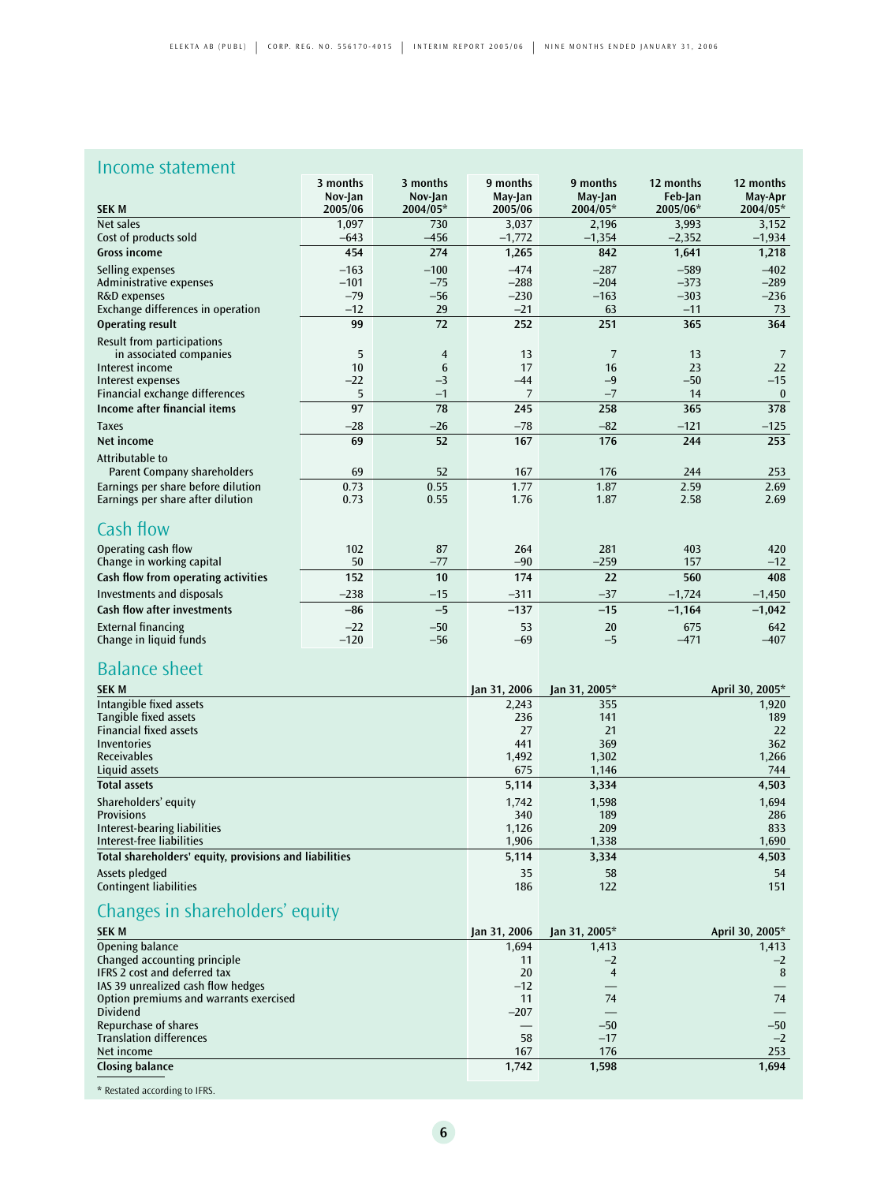## Income statement

| SEK M | 3 months Nov-Jan 2005/06 | 3 months Nov-Jan 2004/05* | 9 months May-Jan 2005/06 | 9 months May-Jan 2004/05* | 12 months Feb-Jan 2005/06* | 12 months May-Apr 2004/05* |
|---|---|---|---|---|---|---|
| Net sales | 1,097 | 730 | 3,037 | 2,196 | 3,993 | 3,152 |
| Cost of products sold | –643 | –456 | –1,772 | –1,354 | –2,352 | –1,934 |
| **Gross income** | **454** | **274** | **1,265** | **842** | **1,641** | **1,218** |
| Selling expenses | –163 | –100 | –474 | –287 | –589 | –402 |
| Administrative expenses | –101 | –75 | –288 | –204 | –373 | –289 |
| R&D expenses | –79 | –56 | –230 | –163 | –303 | –236 |
| Exchange differences in operation | –12 | 29 | –21 | 63 | –11 | 73 |
| **Operating result** | **99** | **72** | **252** | **251** | **365** | **364** |
| Result from participations in associated companies | 5 | 4 | 13 | 7 | 13 | 7 |
| Interest income | 10 | 6 | 17 | 16 | 23 | 22 |
| Interest expenses | –22 | –3 | –44 | –9 | –50 | –15 |
| Financial exchange differences | 5 | –1 | 7 | –7 | 14 | 0 |
| **Income after financial items** | **97** | **78** | **245** | **258** | **365** | **378** |
| Taxes | –28 | –26 | –78 | –82 | –121 | –125 |
| **Net income** | **69** | **52** | **167** | **176** | **244** | **253** |
| Attributable to Parent Company shareholders | 69 | 52 | 167 | 176 | 244 | 253 |
| Earnings per share before dilution | 0.73 | 0.55 | 1.77 | 1.87 | 2.59 | 2.69 |
| Earnings per share after dilution | 0.73 | 0.55 | 1.76 | 1.87 | 2.58 | 2.69 |

## Cash flow

| SEK M | 3 months Nov-Jan 2005/06 | 3 months Nov-Jan 2004/05* | 9 months May-Jan 2005/06 | 9 months May-Jan 2004/05* | 12 months Feb-Jan 2005/06* | 12 months May-Apr 2004/05* |
|---|---|---|---|---|---|---|
| Operating cash flow | 102 | 87 | 264 | 281 | 403 | 420 |
| Change in working capital | 50 | –77 | –90 | –259 | 157 | –12 |
| **Cash flow from operating activities** | **152** | **10** | **174** | **22** | **560** | **408** |
| Investments and disposals | –238 | –15 | –311 | –37 | –1,724 | –1,450 |
| **Cash flow after investments** | **–86** | **–5** | **–137** | **–15** | **–1,164** | **–1,042** |
| External financing | –22 | –50 | 53 | 20 | 675 | 642 |
| Change in liquid funds | –120 | –56 | –69 | –5 | –471 | –407 |

## Balance sheet

| SEK M | Jan 31, 2006 | Jan 31, 2005* | April 30, 2005* |
|---|---|---|---|
| Intangible fixed assets | 2,243 | 355 | 1,920 |
| Tangible fixed assets | 236 | 141 | 189 |
| Financial fixed assets | 27 | 21 | 22 |
| Inventories | 441 | 369 | 362 |
| Receivables | 1,492 | 1,302 | 1,266 |
| Liquid assets | 675 | 1,146 | 744 |
| **Total assets** | **5,114** | **3,334** | **4,503** |
| Shareholders' equity | 1,742 | 1,598 | 1,694 |
| Provisions | 340 | 189 | 286 |
| Interest-bearing liabilities | 1,126 | 209 | 833 |
| Interest-free liabilities | 1,906 | 1,338 | 1,690 |
| **Total shareholders' equity, provisions and liabilities** | **5,114** | **3,334** | **4,503** |
| Assets pledged | 35 | 58 | 54 |
| Contingent liabilities | 186 | 122 | 151 |

## Changes in shareholders' equity

| SEK M | Jan 31, 2006 | Jan 31, 2005* | April 30, 2005* |
|---|---|---|---|
| Opening balance | 1,694 | 1,413 | 1,413 |
| Changed accounting principle | 11 | –2 | –2 |
| IFRS 2 cost and deferred tax | 20 | 4 | 8 |
| IAS 39 unrealized cash flow hedges | –12 | — | — |
| Option premiums and warrants exercised | 11 | 74 | 74 |
| Dividend | –207 | — | — |
| Repurchase of shares | — | –50 | –50 |
| Translation differences | 58 | –17 | –2 |
| Net income | 167 | 176 | 253 |
| **Closing balance** | **1,742** | **1,598** | **1,694** |

* Restated according to IFRS.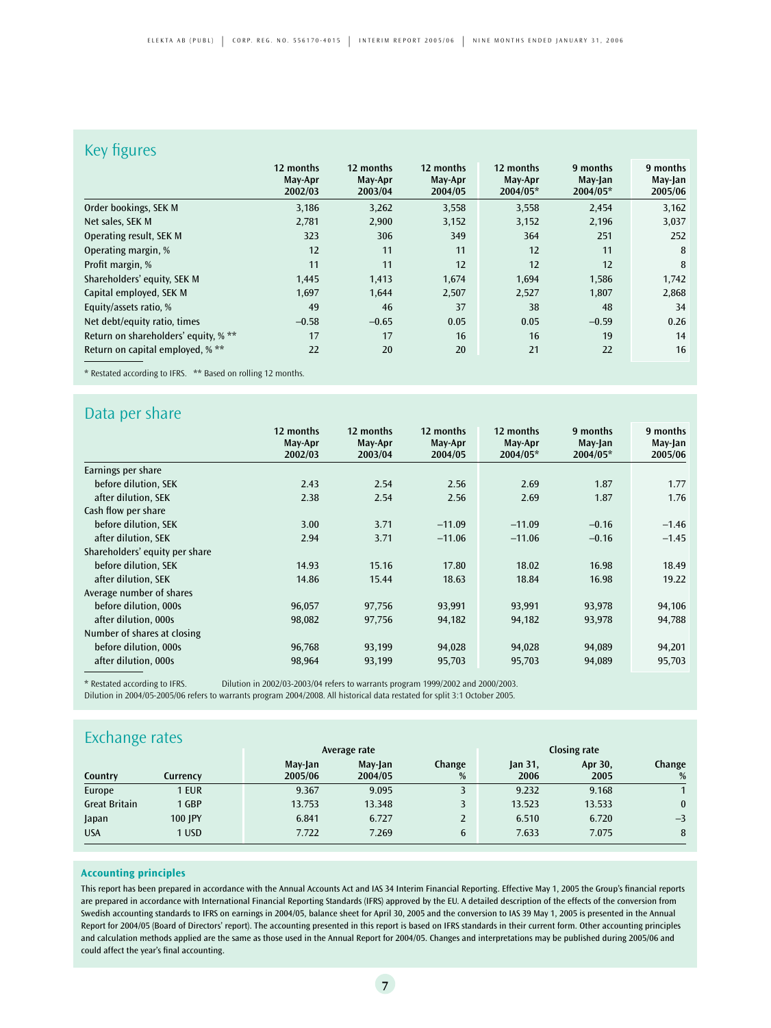## Key figures

| | 12 months May-Apr 2002/03 | 12 months May-Apr 2003/04 | 12 months May-Apr 2004/05 | 12 months May-Apr 2004/05* | 9 months May-Jan 2004/05* | 9 months May-Jan 2005/06 |
|---|---|---|---|---|---|---|
| Order bookings, SEK M | 3,186 | 3,262 | 3,558 | 3,558 | 2,454 | 3,162 |
| Net sales, SEK M | 2,781 | 2,900 | 3,152 | 3,152 | 2,196 | 3,037 |
| Operating result, SEK M | 323 | 306 | 349 | 364 | 251 | 252 |
| Operating margin, % | 12 | 11 | 11 | 12 | 11 | 8 |
| Profit margin, % | 11 | 11 | 12 | 12 | 12 | 8 |
| Shareholders' equity, SEK M | 1,445 | 1,413 | 1,674 | 1,694 | 1,586 | 1,742 |
| Capital employed, SEK M | 1,697 | 1,644 | 2,507 | 2,527 | 1,807 | 2,868 |
| Equity/assets ratio, % | 49 | 46 | 37 | 38 | 48 | 34 |
| Net debt/equity ratio, times | –0.58 | –0.65 | 0.05 | 0.05 | –0.59 | 0.26 |
| Return on shareholders' equity, % ** | 17 | 17 | 16 | 16 | 19 | 14 |
| Return on capital employed, % ** | 22 | 20 | 20 | 21 | 22 | 16 |

\* Restated according to IFRS. ** Based on rolling 12 months.

## Data per share

| | 12 months May-Apr 2002/03 | 12 months May-Apr 2003/04 | 12 months May-Apr 2004/05 | 12 months May-Apr 2004/05* | 9 months May-Jan 2004/05* | 9 months May-Jan 2005/06 |
|---|---|---|---|---|---|---|
| Earnings per share | | | | | | |
| before dilution, SEK | 2.43 | 2.54 | 2.56 | 2.69 | 1.87 | 1.77 |
| after dilution, SEK | 2.38 | 2.54 | 2.56 | 2.69 | 1.87 | 1.76 |
| Cash flow per share | | | | | | |
| before dilution, SEK | 3.00 | 3.71 | –11.09 | –11.09 | –0.16 | –1.46 |
| after dilution, SEK | 2.94 | 3.71 | –11.06 | –11.06 | –0.16 | –1.45 |
| Shareholders' equity per share | | | | | | |
| before dilution, SEK | 14.93 | 15.16 | 17.80 | 18.02 | 16.98 | 18.49 |
| after dilution, SEK | 14.86 | 15.44 | 18.63 | 18.84 | 16.98 | 19.22 |
| Average number of shares | | | | | | |
| before dilution, 000s | 96,057 | 97,756 | 93,991 | 93,991 | 93,978 | 94,106 |
| after dilution, 000s | 98,082 | 97,756 | 94,182 | 94,182 | 93,978 | 94,788 |
| Number of shares at closing | | | | | | |
| before dilution, 000s | 96,768 | 93,199 | 94,028 | 94,028 | 94,089 | 94,201 |
| after dilution, 000s | 98,964 | 93,199 | 95,703 | 95,703 | 94,089 | 95,703 |

\* Restated according to IFRS. Dilution in 2002/03-2003/04 refers to warrants program 1999/2002 and 2000/2003.
Dilution in 2004/05-2005/06 refers to warrants program 2004/2008. All historical data restated for split 3:1 October 2005.

## Exchange rates

| | | Average rate | | | Closing rate | | |
|---|---|---|---|---|---|---|---|
| Country | Currency | May-Jan 2005/06 | May-Jan 2004/05 | Change % | Jan 31, 2006 | Apr 30, 2005 | Change % |
| Europe | 1 EUR | 9.367 | 9.095 | 3 | 9.232 | 9.168 | 1 |
| Great Britain | 1 GBP | 13.753 | 13.348 | 3 | 13.523 | 13.533 | 0 |
| Japan | 100 JPY | 6.841 | 6.727 | 2 | 6.510 | 6.720 | –3 |
| USA | 1 USD | 7.722 | 7.269 | 6 | 7.633 | 7.075 | 8 |

### Accounting principles

This report has been prepared in accordance with the Annual Accounts Act and IAS 34 Interim Financial Reporting. Effective May 1, 2005 the Group's financial reports are prepared in accordance with International Financial Reporting Standards (IFRS) approved by the EU. A detailed description of the effects of the conversion from Swedish accounting standards to IFRS on earnings in 2004/05, balance sheet for April 30, 2005 and the conversion to IAS 39 May 1, 2005 is presented in the Annual Report for 2004/05 (Board of Directors' report). The accounting presented in this report is based on IFRS standards in their current form. Other accounting principles and calculation methods applied are the same as those used in the Annual Report for 2004/05. Changes and interpretations may be published during 2005/06 and could affect the year's final accounting.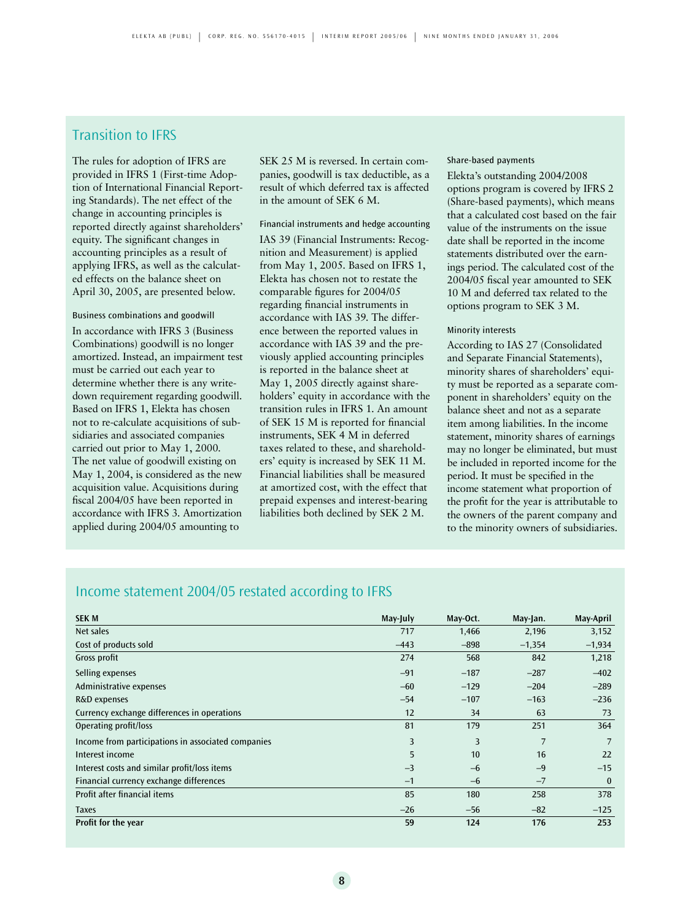## Transition to IFRS

The rules for adoption of IFRS are provided in IFRS 1 (First-time Adoption of International Financial Reporting Standards). The net effect of the change in accounting principles is reported directly against shareholders' equity. The significant changes in accounting principles as a result of applying IFRS, as well as the calculated effects on the balance sheet on April 30, 2005, are presented below.

### Business combinations and goodwill

In accordance with IFRS 3 (Business Combinations) goodwill is no longer amortized. Instead, an impairment test must be carried out each year to determine whether there is any write-down requirement regarding goodwill. Based on IFRS 1, Elekta has chosen not to re-calculate acquisitions of subsidiaries and associated companies carried out prior to May 1, 2000. The net value of goodwill existing on May 1, 2004, is considered as the new acquisition value. Acquisitions during fiscal 2004/05 have been reported in accordance with IFRS 3. Amortization applied during 2004/05 amounting to SEK 25 M is reversed. In certain companies, goodwill is tax deductible, as a result of which deferred tax is affected in the amount of SEK 6 M.

### Financial instruments and hedge accounting

IAS 39 (Financial Instruments: Recognition and Measurement) is applied from May 1, 2005. Based on IFRS 1, Elekta has chosen not to restate the comparable figures for 2004/05 regarding financial instruments in accordance with IAS 39. The difference between the reported values in accordance with IAS 39 and the previously applied accounting principles is reported in the balance sheet at May 1, 2005 directly against shareholders' equity in accordance with the transition rules in IFRS 1. An amount of SEK 15 M is reported for financial instruments, SEK 4 M in deferred taxes related to these, and shareholders' equity is increased by SEK 11 M. Financial liabilities shall be measured at amortized cost, with the effect that prepaid expenses and interest-bearing liabilities both declined by SEK 2 M.

### Share-based payments

Elekta's outstanding 2004/2008 options program is covered by IFRS 2 (Share-based payments), which means that a calculated cost based on the fair value of the instruments on the issue date shall be reported in the income statements distributed over the earnings period. The calculated cost of the 2004/05 fiscal year amounted to SEK 10 M and deferred tax related to the options program to SEK 3 M.

### Minority interests

According to IAS 27 (Consolidated and Separate Financial Statements), minority shares of shareholders' equity must be reported as a separate component in shareholders' equity on the balance sheet and not as a separate item among liabilities. In the income statement, minority shares of earnings may no longer be eliminated, but must be included in reported income for the period. It must be specified in the income statement what proportion of the profit for the year is attributable to the owners of the parent company and to the minority owners of subsidiaries.

## Income statement 2004/05 restated according to IFRS

| SEK M | May-July | May-Oct. | May-Jan. | May-April |
|---|---|---|---|---|
| Net sales | 717 | 1,466 | 2,196 | 3,152 |
| Cost of products sold | –443 | –898 | –1,354 | –1,934 |
| Gross profit | 274 | 568 | 842 | 1,218 |
| Selling expenses | –91 | –187 | –287 | –402 |
| Administrative expenses | –60 | –129 | –204 | –289 |
| R&D expenses | –54 | –107 | –163 | –236 |
| Currency exchange differences in operations | 12 | 34 | 63 | 73 |
| Operating profit/loss | 81 | 179 | 251 | 364 |
| Income from participations in associated companies | 3 | 3 | 7 | 7 |
| Interest income | 5 | 10 | 16 | 22 |
| Interest costs and similar profit/loss items | –3 | –6 | –9 | –15 |
| Financial currency exchange differences | –1 | –6 | –7 | 0 |
| Profit after financial items | 85 | 180 | 258 | 378 |
| Taxes | –26 | –56 | –82 | –125 |
| **Profit for the year** | **59** | **124** | **176** | **253** |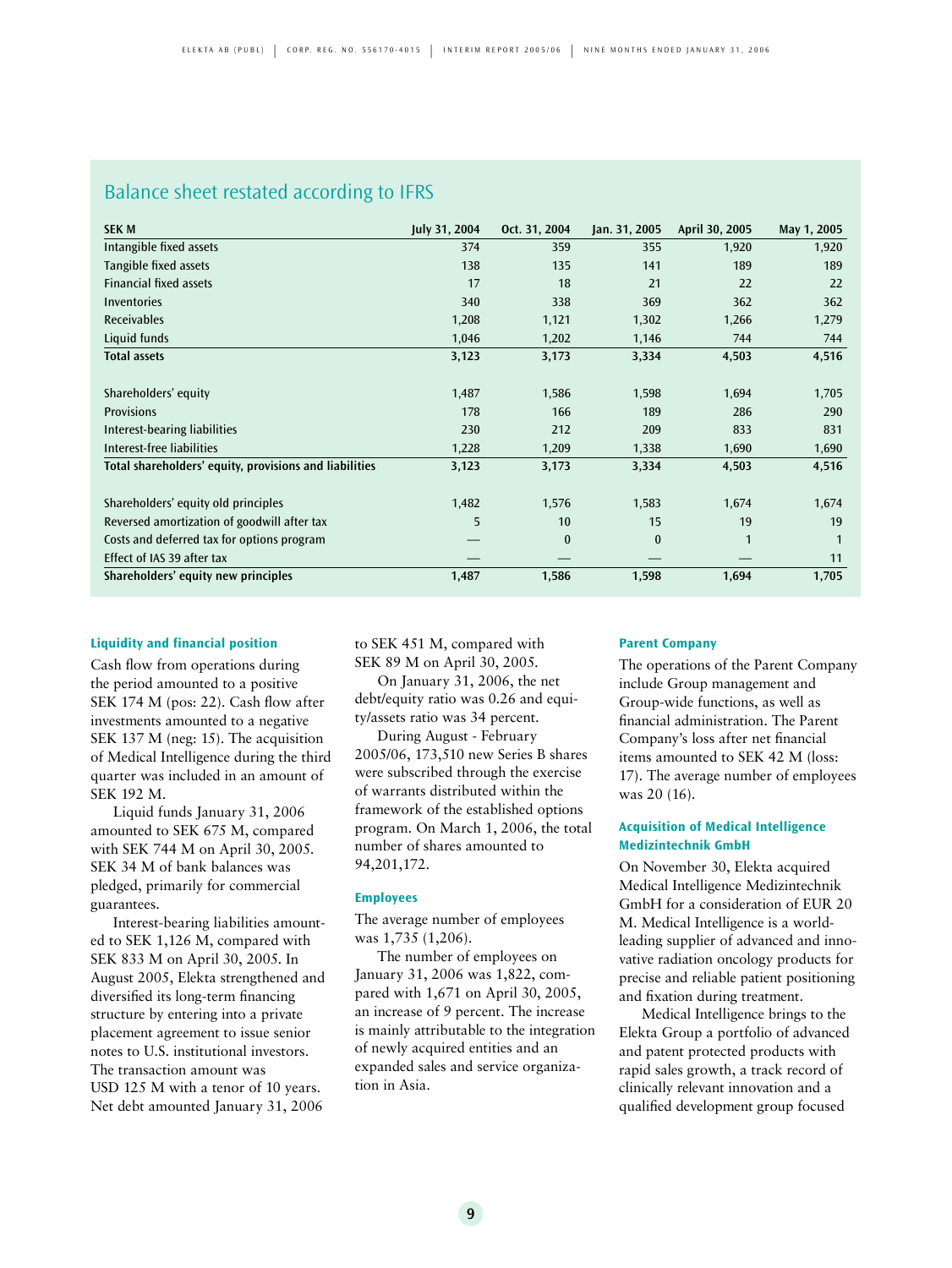## Balance sheet restated according to IFRS

| SEK M | July 31, 2004 | Oct. 31, 2004 | Jan. 31, 2005 | April 30, 2005 | May 1, 2005 |
|---|---|---|---|---|---|
| Intangible fixed assets | 374 | 359 | 355 | 1,920 | 1,920 |
| Tangible fixed assets | 138 | 135 | 141 | 189 | 189 |
| Financial fixed assets | 17 | 18 | 21 | 22 | 22 |
| Inventories | 340 | 338 | 369 | 362 | 362 |
| Receivables | 1,208 | 1,121 | 1,302 | 1,266 | 1,279 |
| Liquid funds | 1,046 | 1,202 | 1,146 | 744 | 744 |
| **Total assets** | **3,123** | **3,173** | **3,334** | **4,503** | **4,516** |
| | | | | | |
| Shareholders' equity | 1,487 | 1,586 | 1,598 | 1,694 | 1,705 |
| Provisions | 178 | 166 | 189 | 286 | 290 |
| Interest-bearing liabilities | 230 | 212 | 209 | 833 | 831 |
| Interest-free liabilities | 1,228 | 1,209 | 1,338 | 1,690 | 1,690 |
| **Total shareholders' equity, provisions and liabilities** | **3,123** | **3,173** | **3,334** | **4,503** | **4,516** |
| | | | | | |
| Shareholders' equity old principles | 1,482 | 1,576 | 1,583 | 1,674 | 1,674 |
| Reversed amortization of goodwill after tax | 5 | 10 | 15 | 19 | 19 |
| Costs and deferred tax for options program | — | 0 | 0 | 1 | 1 |
| Effect of IAS 39 after tax | — | — | — | — | 11 |
| **Shareholders' equity new principles** | **1,487** | **1,586** | **1,598** | **1,694** | **1,705** |

#### Liquidity and financial position

Cash flow from operations during the period amounted to a positive SEK 174 M (pos: 22). Cash flow after investments amounted to a negative SEK 137 M (neg: 15). The acquisition of Medical Intelligence during the third quarter was included in an amount of SEK 192 M.

Liquid funds January 31, 2006 amounted to SEK 675 M, compared with SEK 744 M on April 30, 2005. SEK 34 M of bank balances was pledged, primarily for commercial guarantees.

Interest-bearing liabilities amounted to SEK 1,126 M, compared with SEK 833 M on April 30, 2005. In August 2005, Elekta strengthened and diversified its long-term financing structure by entering into a private placement agreement to issue senior notes to U.S. institutional investors. The transaction amount was USD 125 M with a tenor of 10 years. Net debt amounted January 31, 2006 to SEK 451 M, compared with SEK 89 M on April 30, 2005.

On January 31, 2006, the net debt/equity ratio was 0.26 and equity/assets ratio was 34 percent.

During August - February 2005/06, 173,510 new Series B shares were subscribed through the exercise of warrants distributed within the framework of the established options program. On March 1, 2006, the total number of shares amounted to 94,201,172.

#### Employees

The average number of employees was 1,735 (1,206).

The number of employees on January 31, 2006 was 1,822, compared with 1,671 on April 30, 2005, an increase of 9 percent. The increase is mainly attributable to the integration of newly acquired entities and an expanded sales and service organization in Asia.

#### Parent Company

The operations of the Parent Company include Group management and Group-wide functions, as well as financial administration. The Parent Company's loss after net financial items amounted to SEK 42 M (loss: 17). The average number of employees was 20 (16).

#### Acquisition of Medical Intelligence Medizintechnik GmbH

On November 30, Elekta acquired Medical Intelligence Medizintechnik GmbH for a consideration of EUR 20 M. Medical Intelligence is a world-leading supplier of advanced and innovative radiation oncology products for precise and reliable patient positioning and fixation during treatment.

Medical Intelligence brings to the Elekta Group a portfolio of advanced and patent protected products with rapid sales growth, a track record of clinically relevant innovation and a qualified development group focused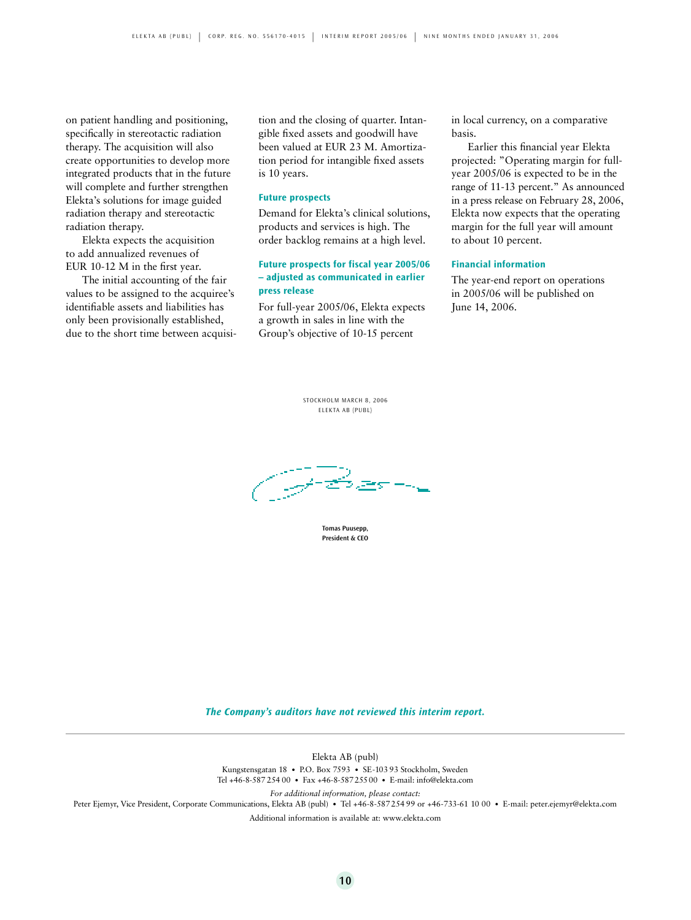on patient handling and positioning, specifically in stereotactic radiation therapy. The acquisition will also create opportunities to develop more integrated products that in the future will complete and further strengthen Elekta's solutions for image guided radiation therapy and stereotactic radiation therapy.

Elekta expects the acquisition to add annualized revenues of EUR 10-12 M in the first year.

The initial accounting of the fair values to be assigned to the acquiree's identifiable assets and liabilities has only been provisionally established, due to the short time between acquisition and the closing of quarter. Intangible fixed assets and goodwill have been valued at EUR 23 M. Amortization period for intangible fixed assets is 10 years.

### Future prospects

Demand for Elekta's clinical solutions, products and services is high. The order backlog remains at a high level.

### Future prospects for fiscal year 2005/06 – adjusted as communicated in earlier press release

For full-year 2005/06, Elekta expects a growth in sales in line with the Group's objective of 10-15 percent in local currency, on a comparative basis.

Earlier this financial year Elekta projected: "Operating margin for full-year 2005/06 is expected to be in the range of 11-13 percent." As announced in a press release on February 28, 2006, Elekta now expects that the operating margin for the full year will amount to about 10 percent.

### Financial information

The year-end report on operations in 2005/06 will be published on June 14, 2006.

STOCKHOLM MARCH 8, 2006
ELEKTA AB (PUBL)

**Tomas Puusepp,**
**President & CEO**

***The Company's auditors have not reviewed this interim report.***

---

Elekta AB (publ)
Kungstensgatan 18 • P.O. Box 7593 • SE-103 93 Stockholm, Sweden
Tel +46-8-587 254 00 • Fax +46-8-587 255 00 • E-mail: info@elekta.com

*For additional information, please contact:*
Peter Ejemyr, Vice President, Corporate Communications, Elekta AB (publ) • Tel +46-8-587 254 99 or +46-733-61 10 00 • E-mail: peter.ejemyr@elekta.com

Additional information is available at: www.elekta.com